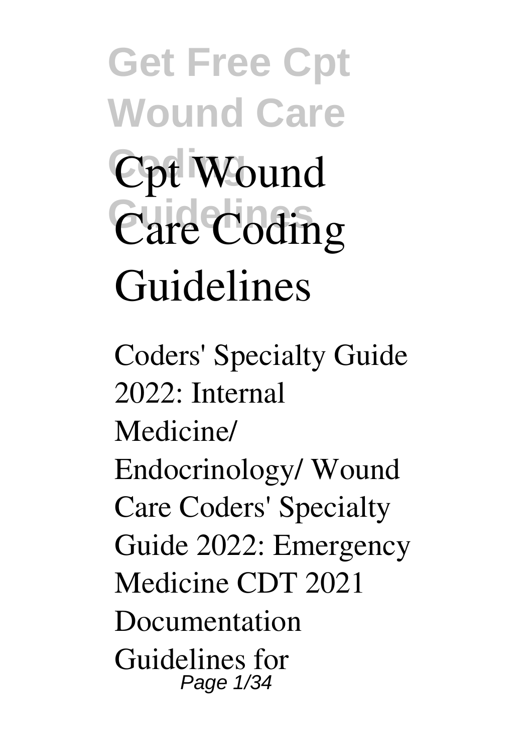# Cpt Wound Care Coding Guidelines

Coders' Specialty Guide 2022: Internal Medicine/ Endocrinology/ Wound Care Coders' Specialty Guide 2022: Emergency Medicine CDT 2021 Documentation Guidelines for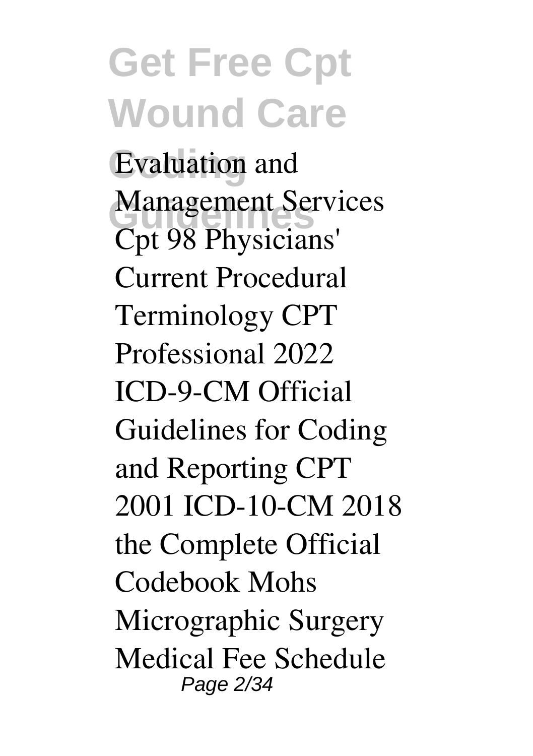Evaluation and Management Services Cpt 98 Physicians' Current Procedural Terminology CPT Professional 2022 ICD-9-CM Official Guidelines for Coding and Reporting CPT 2001 ICD-10-CM 2018 the Complete Official Codebook Mohs Micrographic Surgery Medical Fee Schedule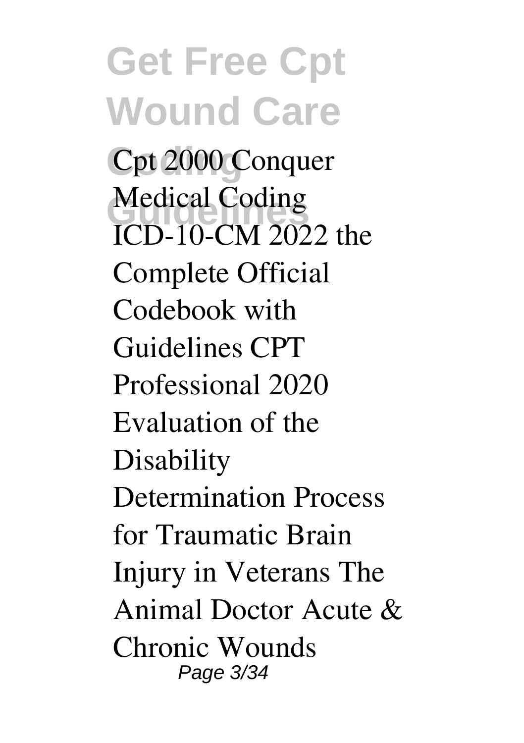Cpt 2000 Conquer Medical Coding ICD-10-CM 2022 the Complete Official Codebook with Guidelines CPT Professional 2020 Evaluation of the Disability Determination Process for Traumatic Brain Injury in Veterans The Animal Doctor Acute & Chronic Wounds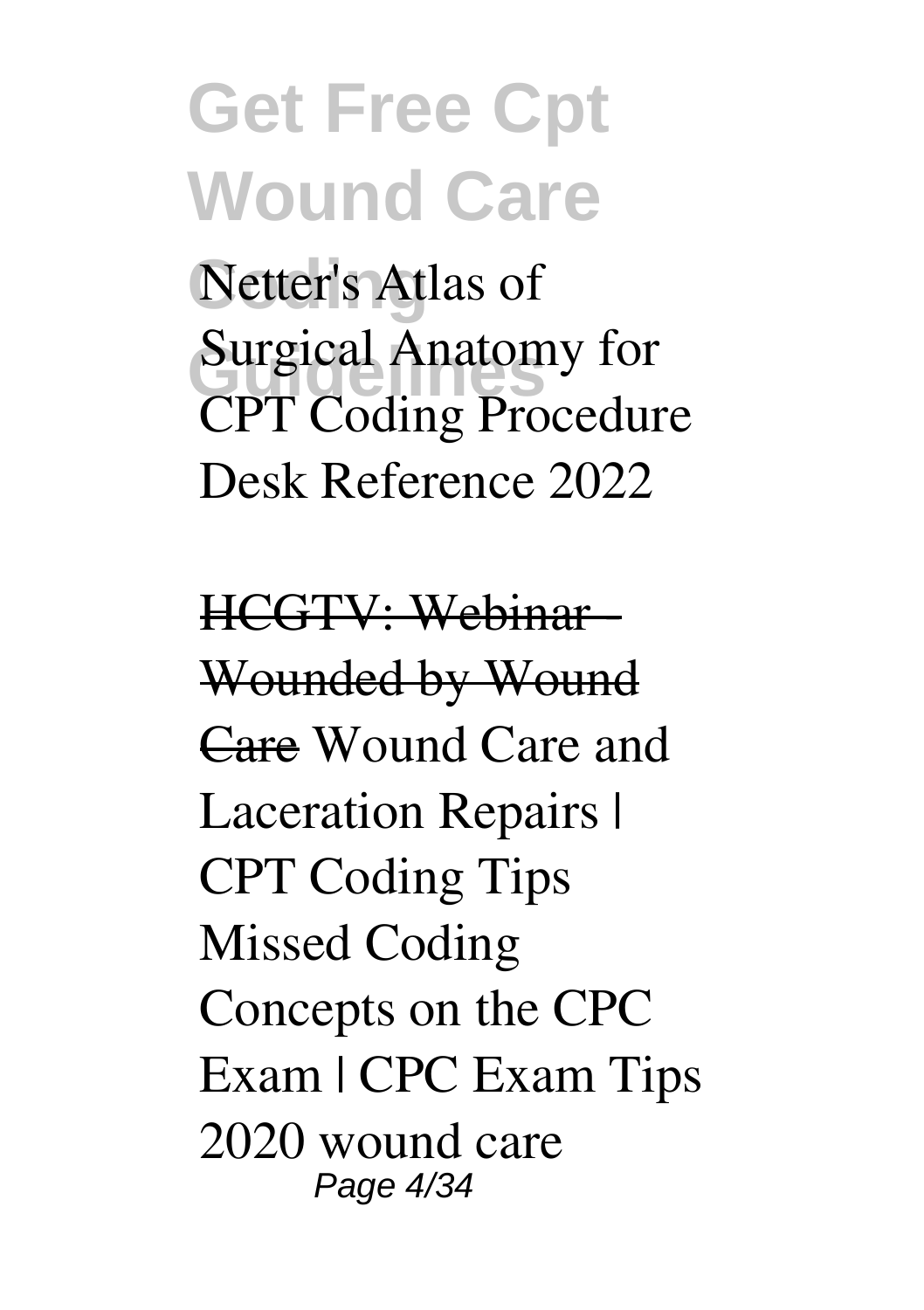Netter's Atlas of Surgical Anatomy for CPT Coding Procedure Desk Reference 2022

HCGTV: Webinar - Wounded by Wound Care Wound Care and Laceration Repairs | CPT Coding Tips Missed Coding Concepts on the CPC Exam | CPC Exam Tips 2020 wound care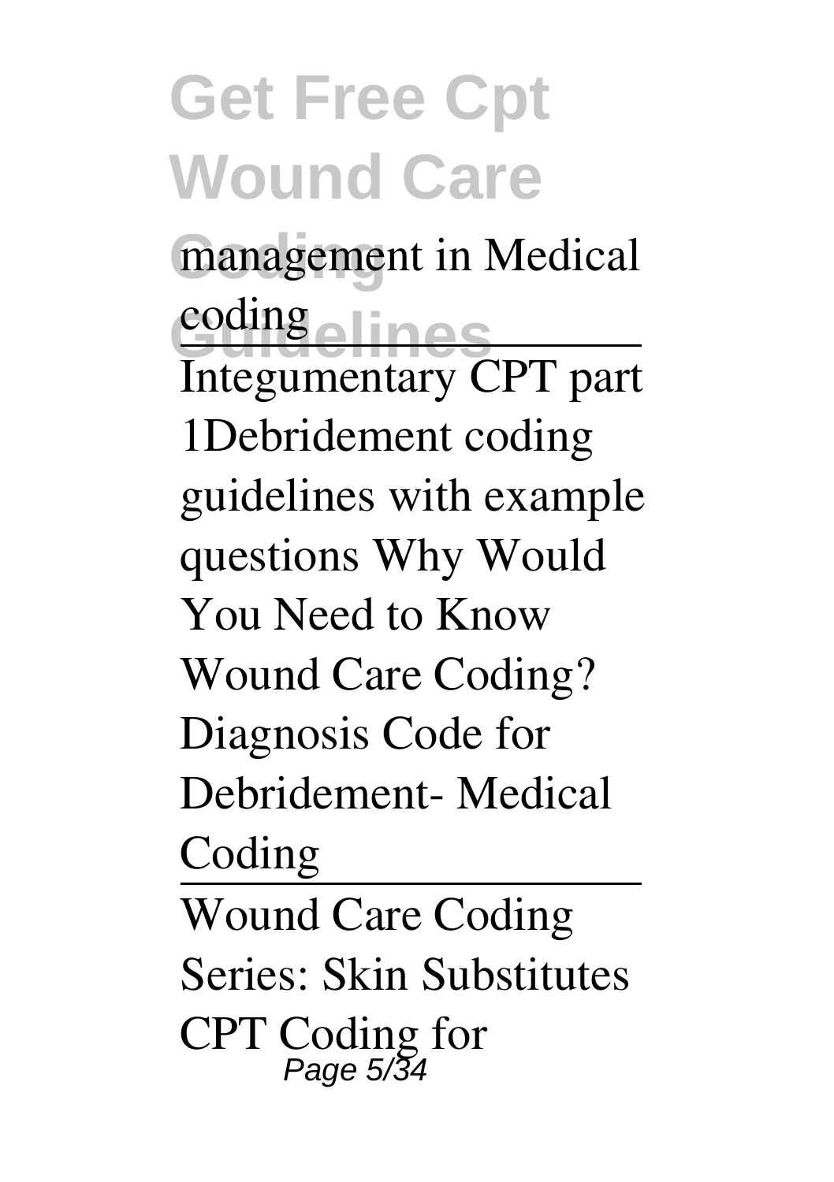management in Medical coding

Integumentary CPT part 1Debridement coding guidelines with example questions Why Would You Need to Know Wound Care Coding? Diagnosis Code for Debridement- Medical Coding

Wound Care Coding Series: Skin Substitutes CPT Coding for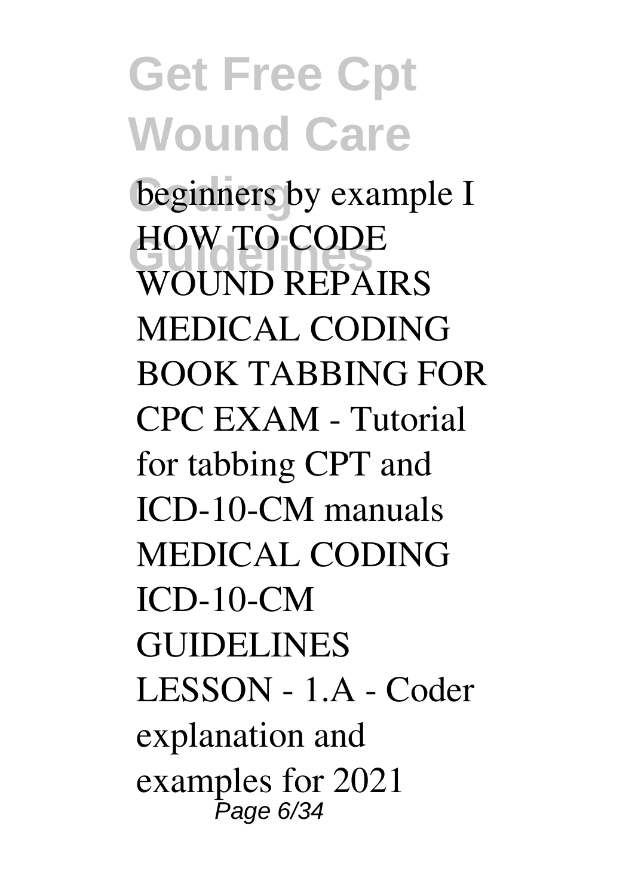beginners by example I HOW TO CODE WOUND REPAIRS MEDICAL CODING BOOK TABBING FOR CPC EXAM - Tutorial for tabbing CPT and ICD-10-CM manuals MEDICAL CODING ICD-10-CM GUIDELINES LESSON - 1.A - Coder explanation and examples for 2021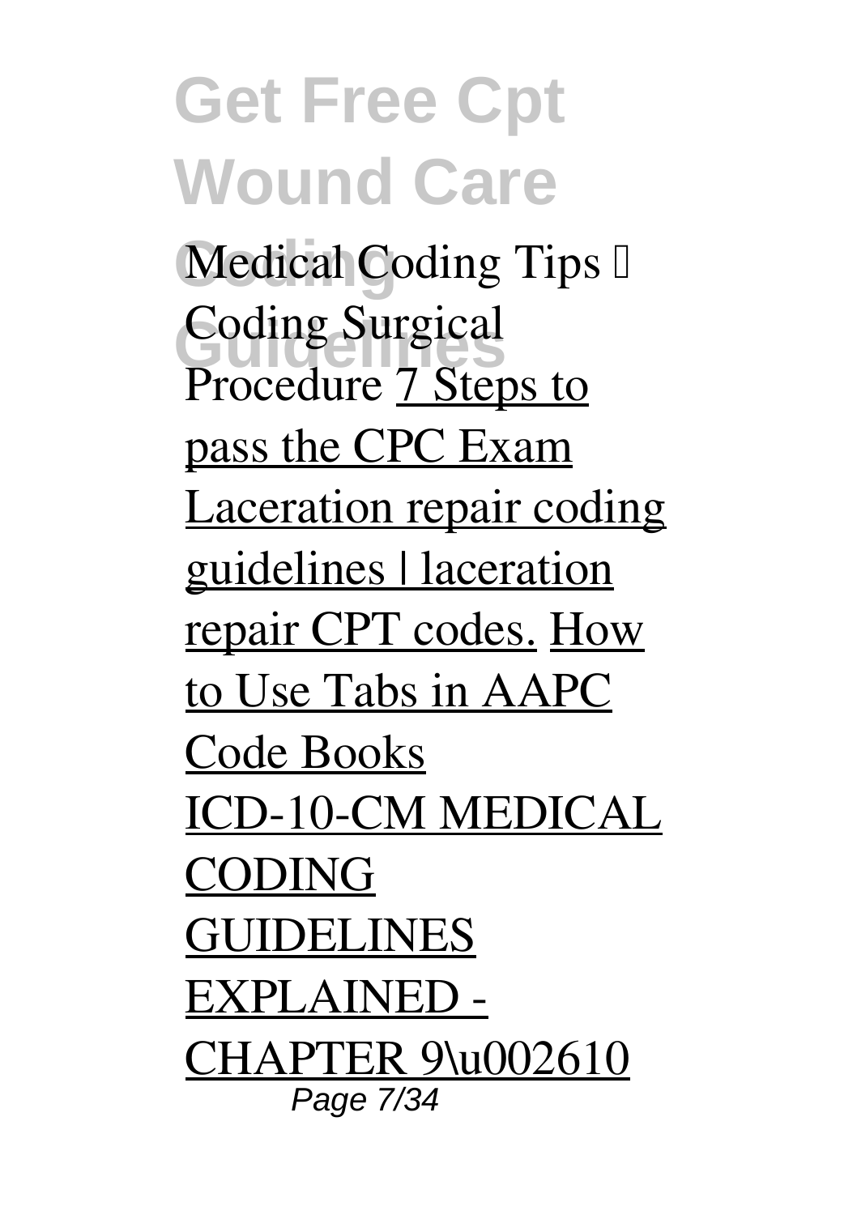**Medical Coding Tips – Coding Surgical Procedure** 7 Steps to pass the CPC Exam Laceration repair coding guidelines | laceration repair CPT codes. How to Use Tabs in AAPC Code Books ICD-10-CM MEDICAL CODING GUIDELINES EXPLAINED - CHAPTER 9\u002610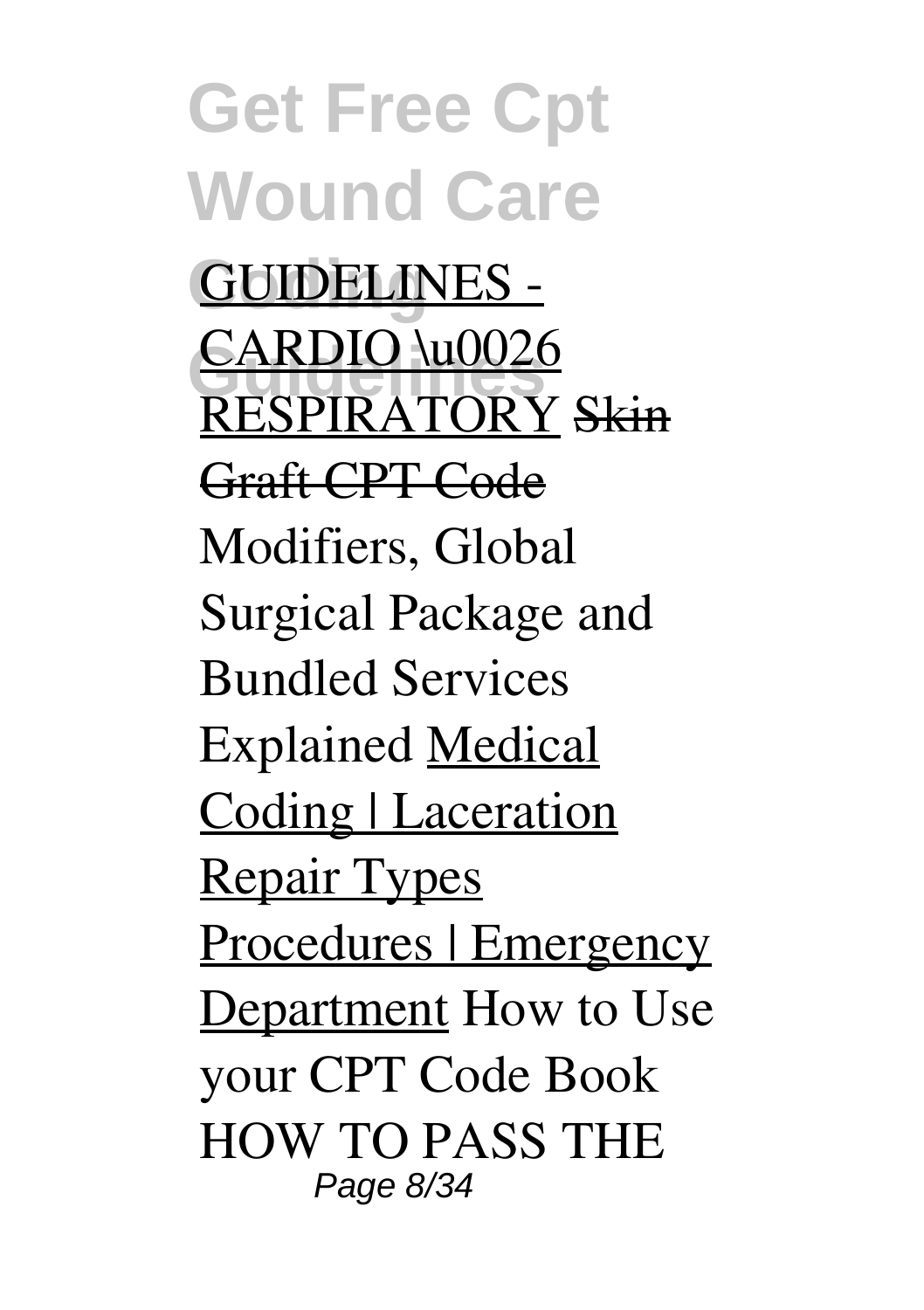GUIDELINES - CARDIO \u0026 RESPIRATORY ~~Skin Graft CPT Code~~ Modifiers, Global Surgical Package and Bundled Services Explained Medical Coding | Laceration Repair Types Procedures | Emergency Department How to Use your CPT Code Book HOW TO PASS THE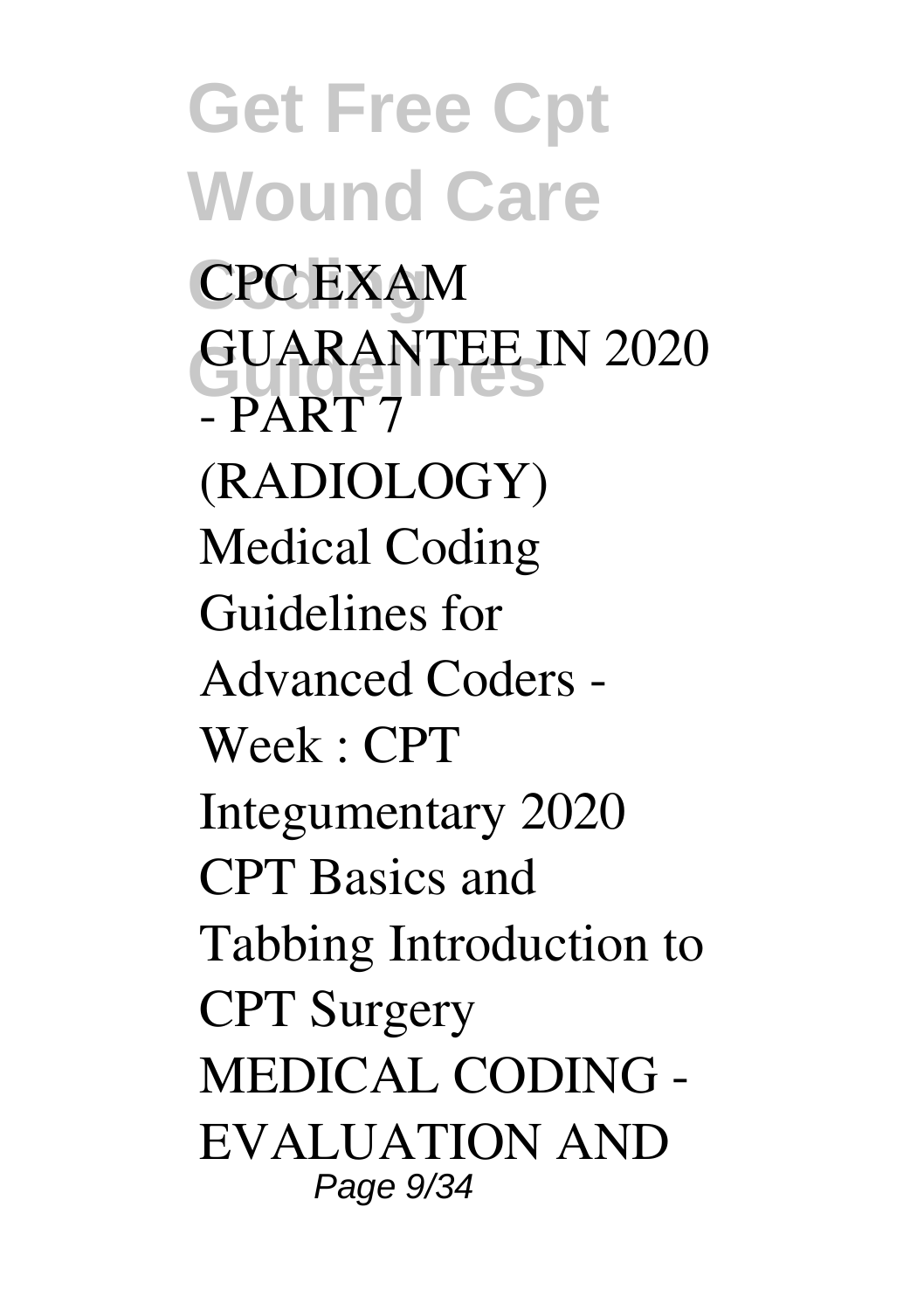CPC EXAM GUARANTEE IN 2020 - PART 7 (RADIOLOGY) Medical Coding Guidelines for Advanced Coders - Week : CPT Integumentary 2020 CPT Basics and Tabbing Introduction to CPT Surgery MEDICAL CODING - EVALUATION AND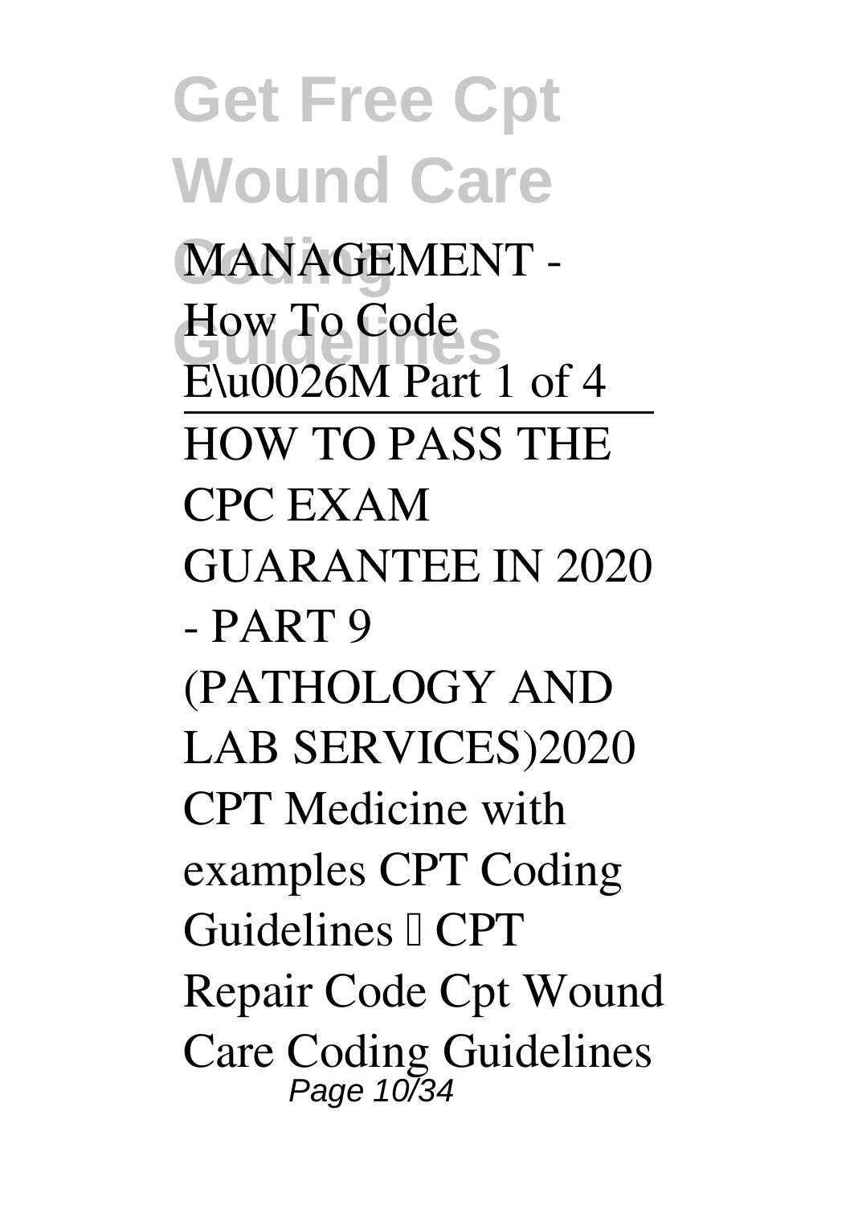MANAGEMENT - How To Code E\u0026M Part 1 of 4

HOW TO PASS THE CPC EXAM GUARANTEE IN 2020 - PART 9 (PATHOLOGY AND LAB SERVICES)2020 CPT Medicine with examples CPT Coding Guidelines – CPT Repair Code Cpt Wound Care Coding Guidelines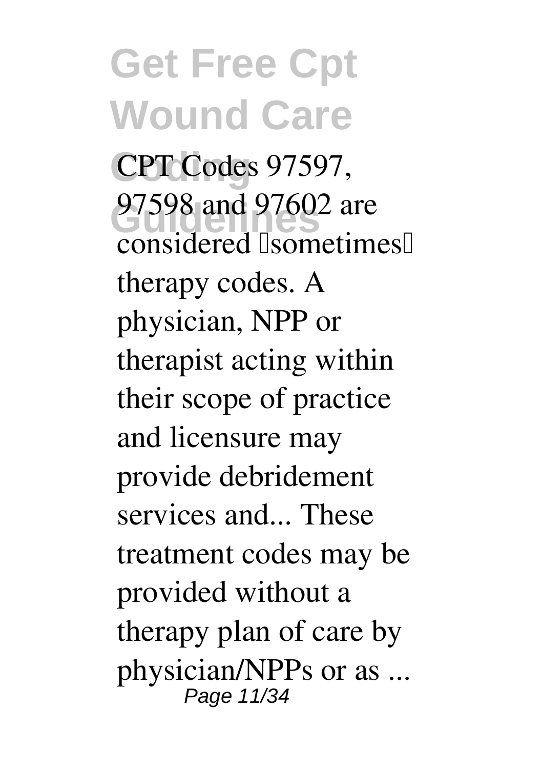CPT Codes 97597, 97598 and 97602 are considered "sometimes" therapy codes. A physician, NPP or therapist acting within their scope of practice and licensure may provide debridement services and... These treatment codes may be provided without a therapy plan of care by physician/NPPs or as ...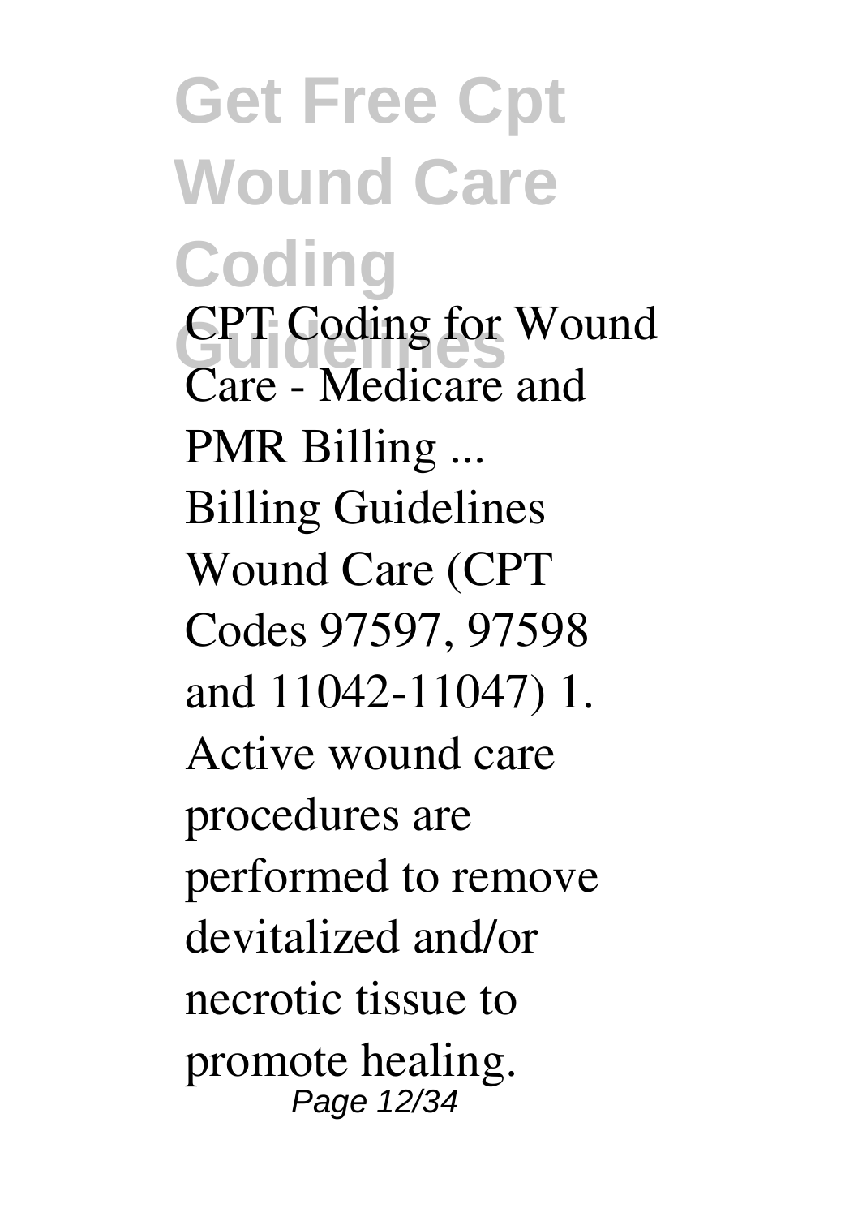**CPT Coding for Wound Care - Medicare and PMR Billing ...**

Billing Guidelines Wound Care (CPT Codes 97597, 97598 and 11042-11047) 1. Active wound care procedures are performed to remove devitalized and/or necrotic tissue to promote healing.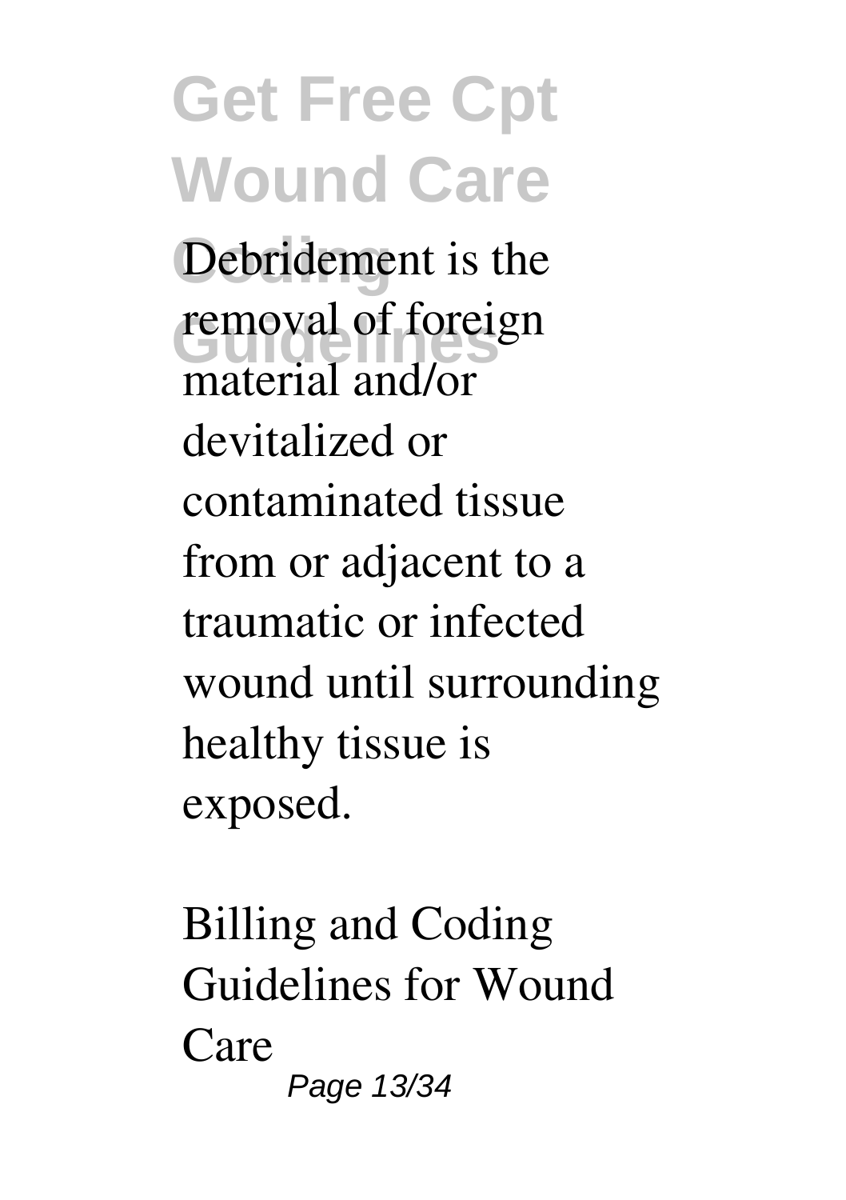Debridement is the removal of foreign material and/or devitalized or contaminated tissue from or adjacent to a traumatic or infected wound until surrounding healthy tissue is exposed.

Billing and Coding Guidelines for Wound Care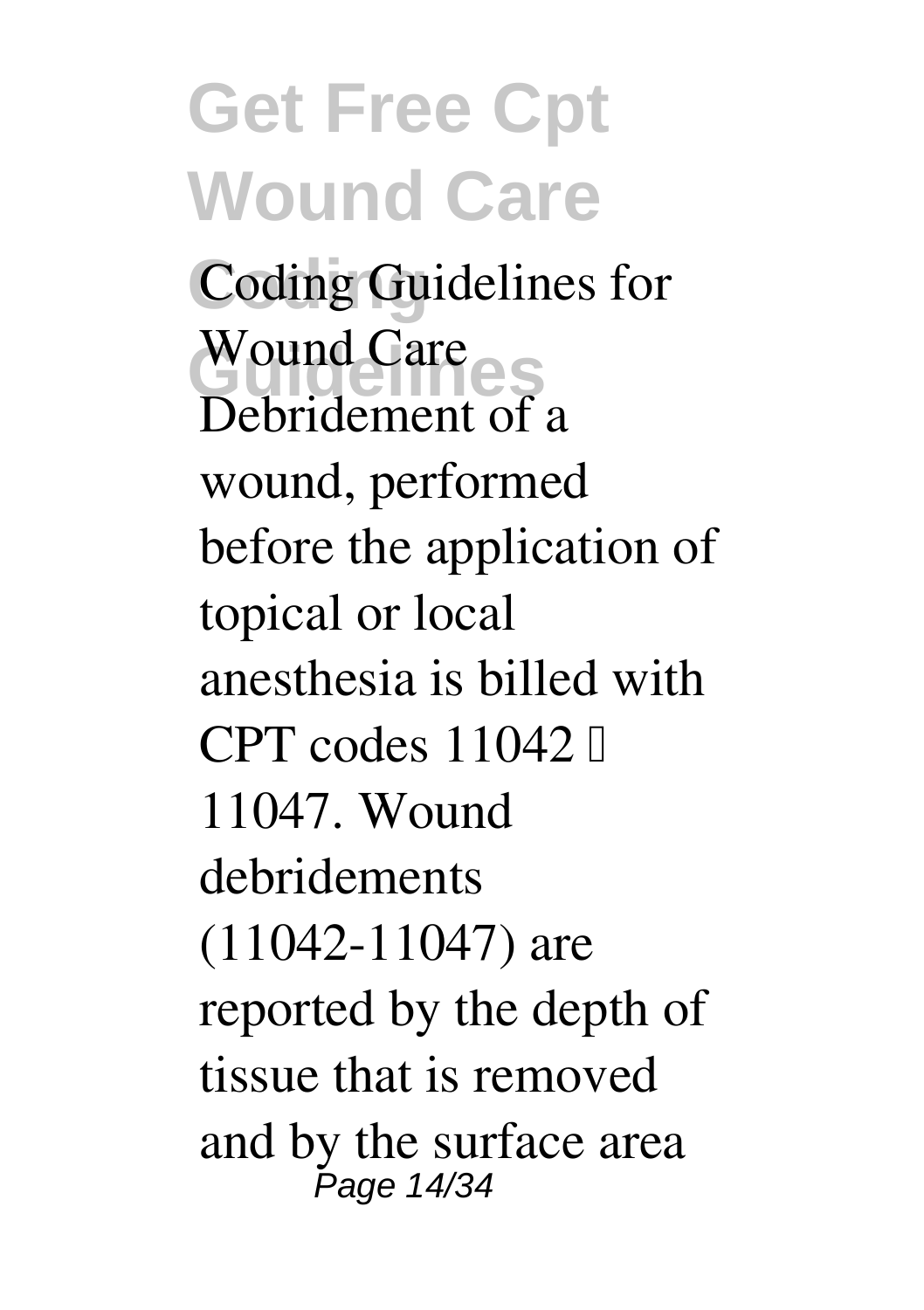Coding Guidelines for Wound Care
Debridement of a wound, performed before the application of topical or local anesthesia is billed with CPT codes 11042 – 11047. Wound debridements (11042-11047) are reported by the depth of tissue that is removed and by the surface area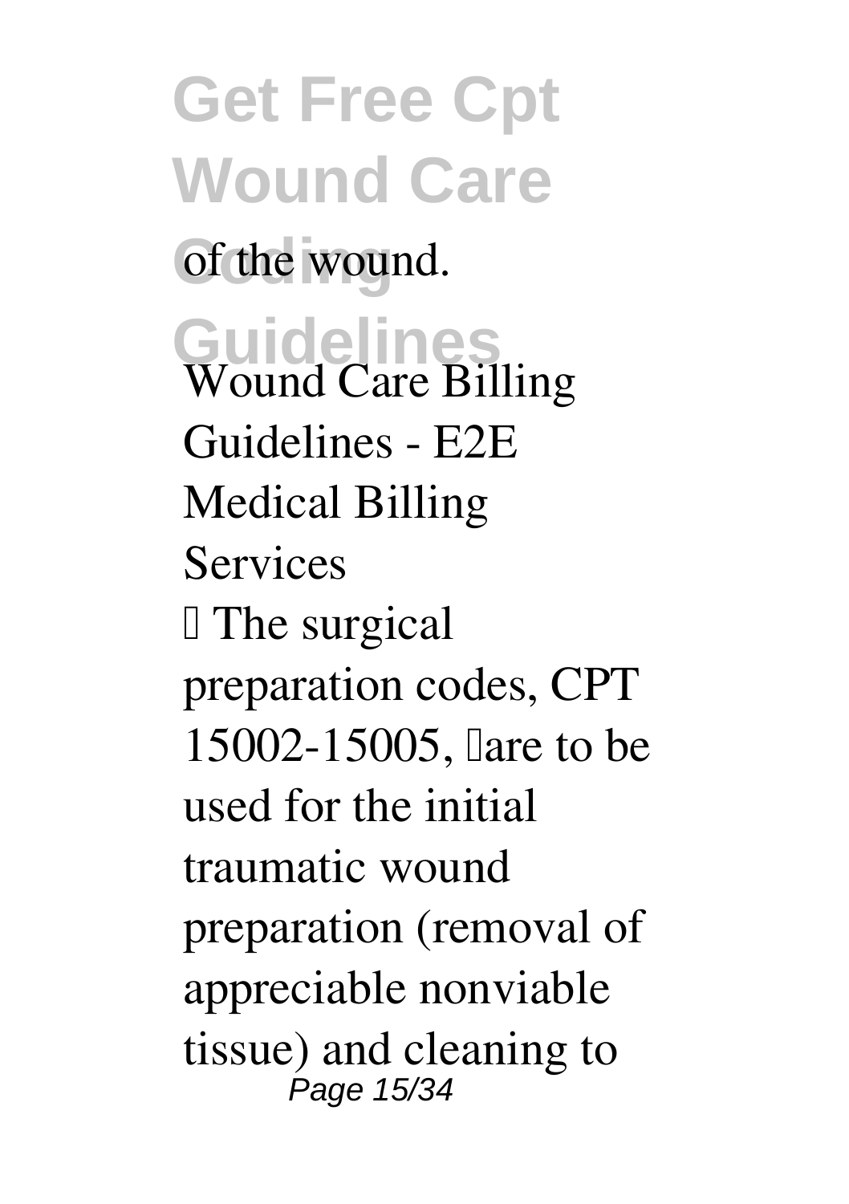of the wound.

**Wound Care Billing Guidelines - E2E Medical Billing Services**

 The surgical preparation codes, CPT 15002-15005, are to be used for the initial traumatic wound preparation (removal of appreciable nonviable tissue) and cleaning to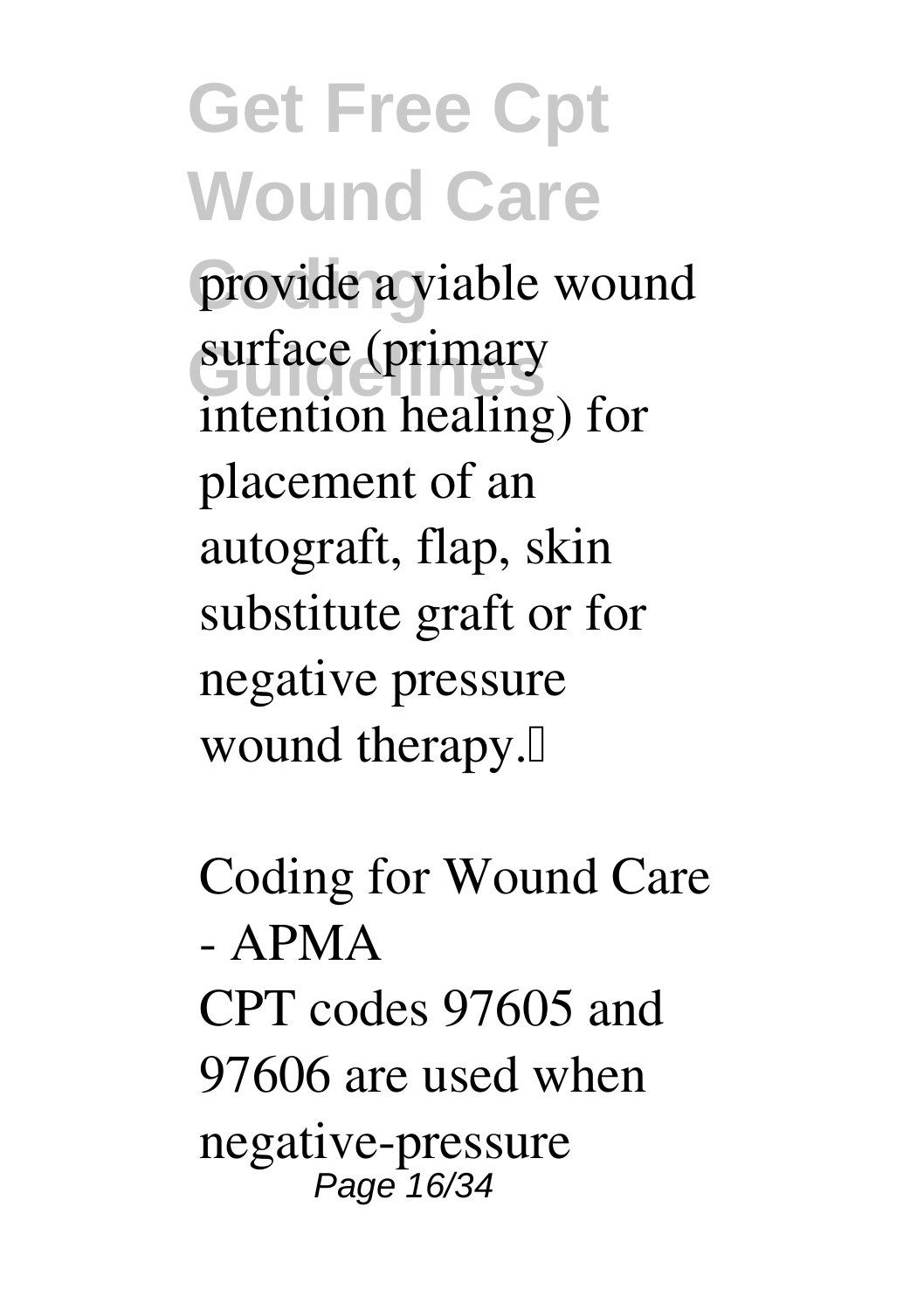provide a viable wound surface (primary intention healing) for placement of an autograft, flap, skin substitute graft or for negative pressure wound therapy.

Coding for Wound Care - APMA

CPT codes 97605 and 97606 are used when negative-pressure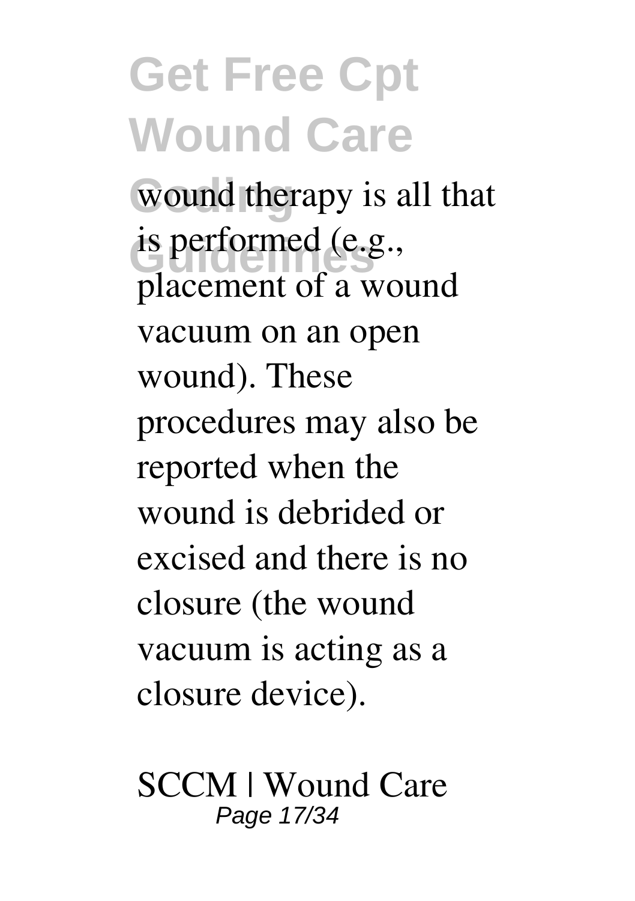wound therapy is all that is performed (e.g., placement of a wound vacuum on an open wound). These procedures may also be reported when the wound is debrided or excised and there is no closure (the wound vacuum is acting as a closure device).

SCCM | Wound Care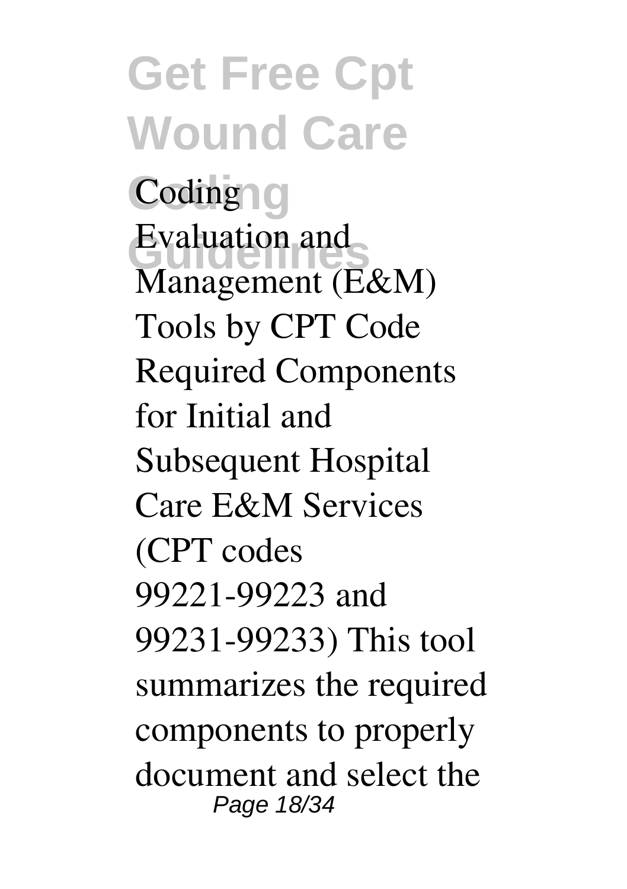Evaluation and Management (E&M) Tools by CPT Code Required Components for Initial and Subsequent Hospital Care E&M Services (CPT codes 99221-99223 and 99231-99233) This tool summarizes the required components to properly document and select the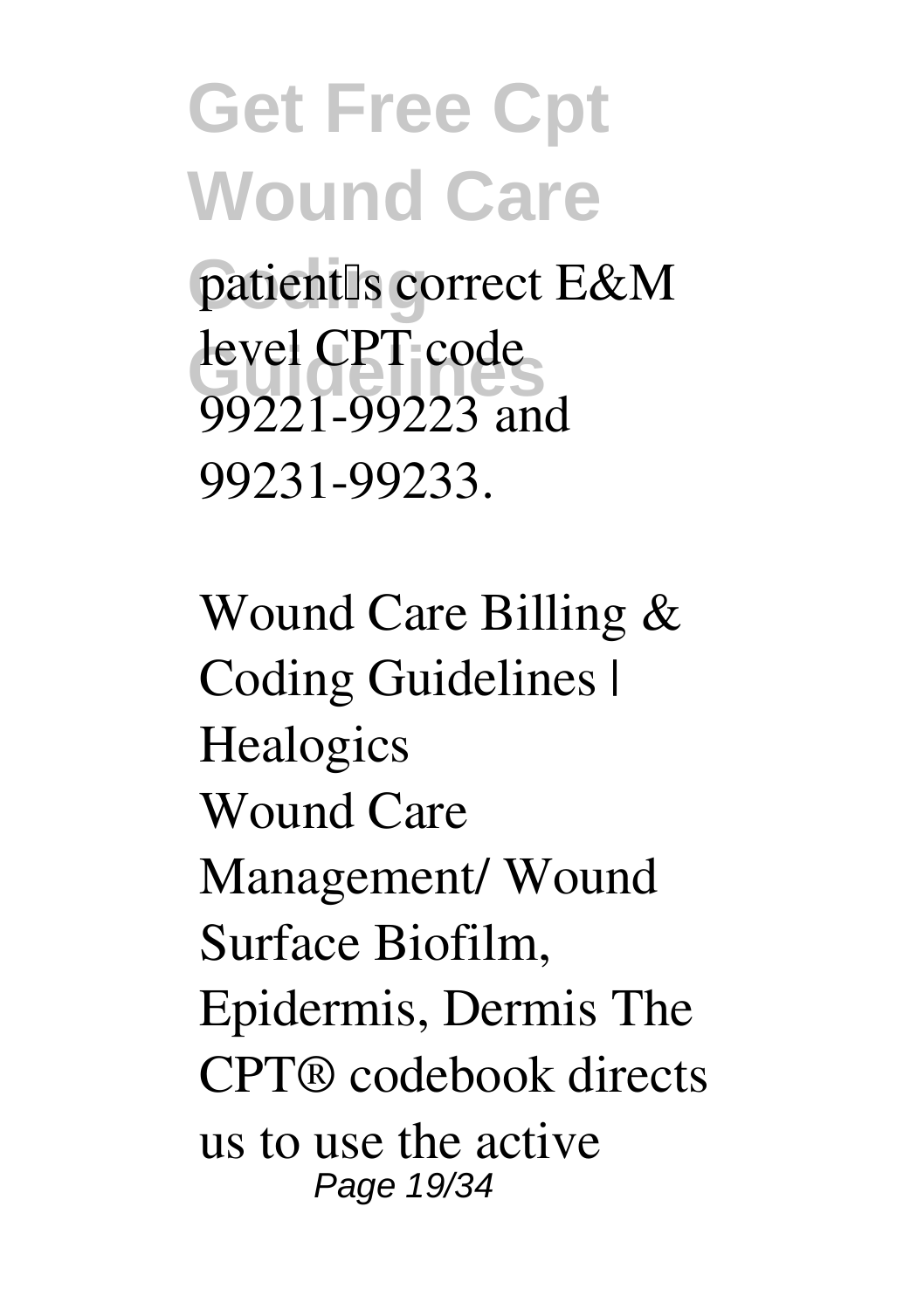patient's correct E&M level CPT code 99221-99223 and 99231-99233.

*Wound Care Billing & Coding Guidelines | Healogics*

Wound Care Management/ Wound Surface Biofilm, Epidermis, Dermis The CPT® codebook directs us to use the active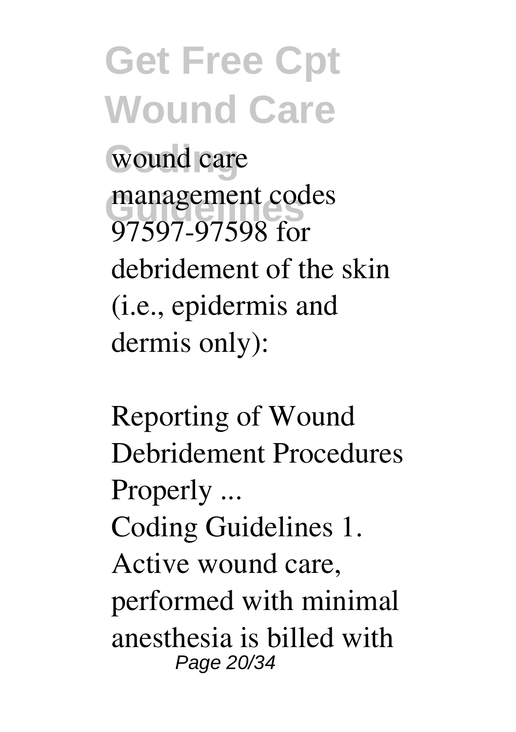wound care management codes 97597-97598 for debridement of the skin (i.e., epidermis and dermis only):

*Reporting of Wound Debridement Procedures Properly ...*

Coding Guidelines 1. Active wound care, performed with minimal anesthesia is billed with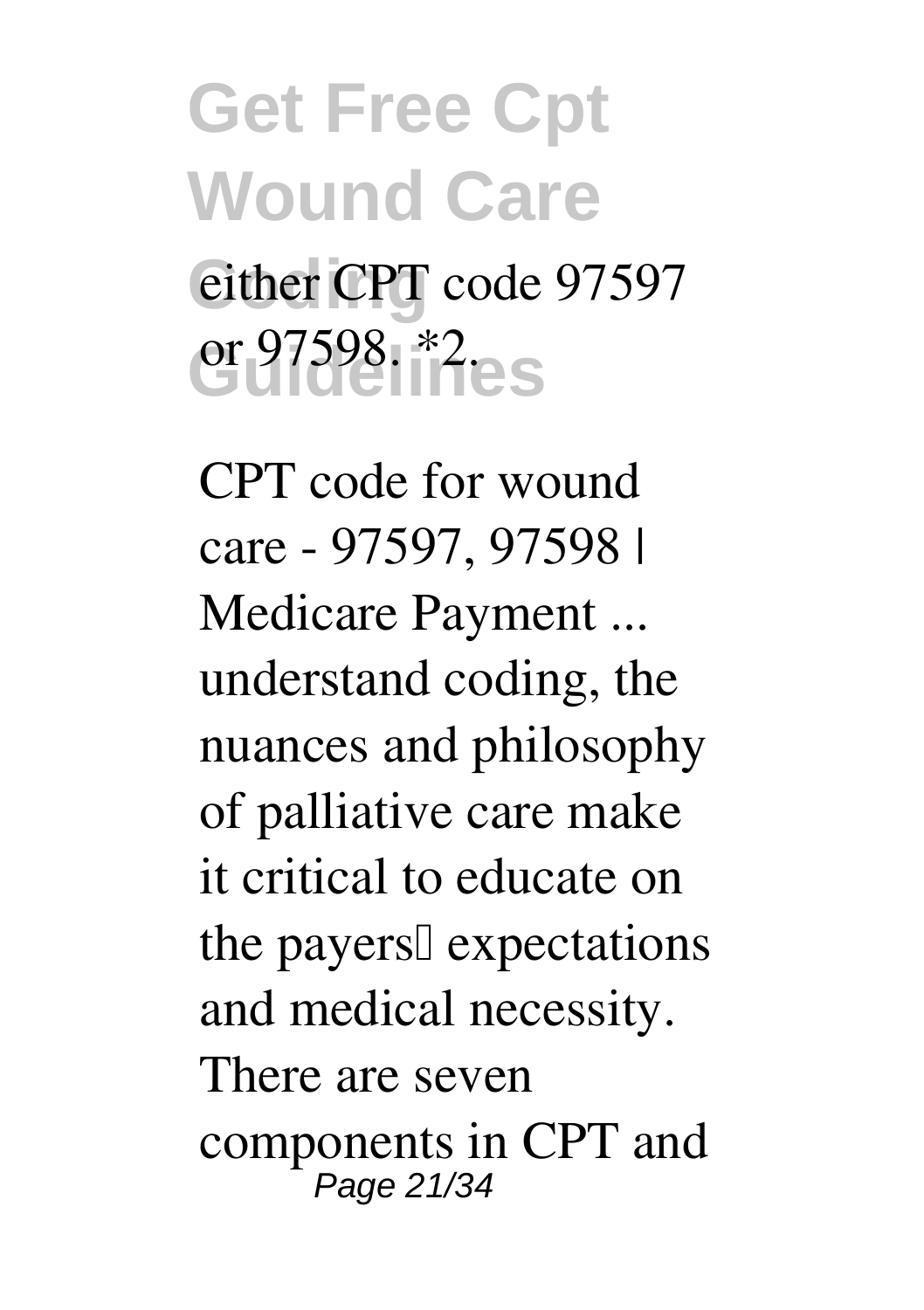either CPT code 97597 or 97598. *2.

CPT code for wound care - 97597, 97598 | Medicare Payment ...

understand coding, the nuances and philosophy of palliative care make it critical to educate on the payers expectations and medical necessity. There are seven components in CPT and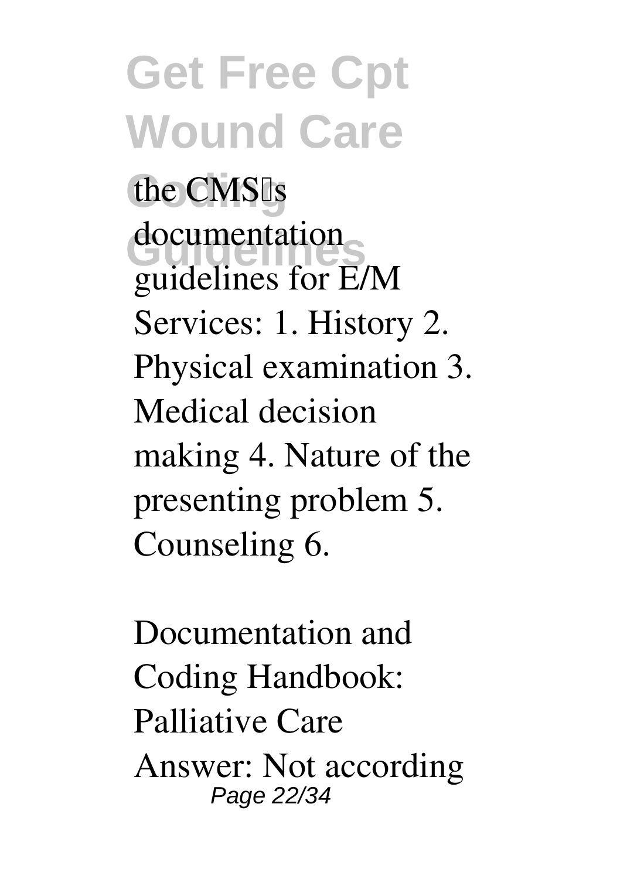the CMS's documentation guidelines for E/M Services: 1. History 2. Physical examination 3. Medical decision making 4. Nature of the presenting problem 5. Counseling 6.

Documentation and Coding Handbook: Palliative Care

Answer: Not according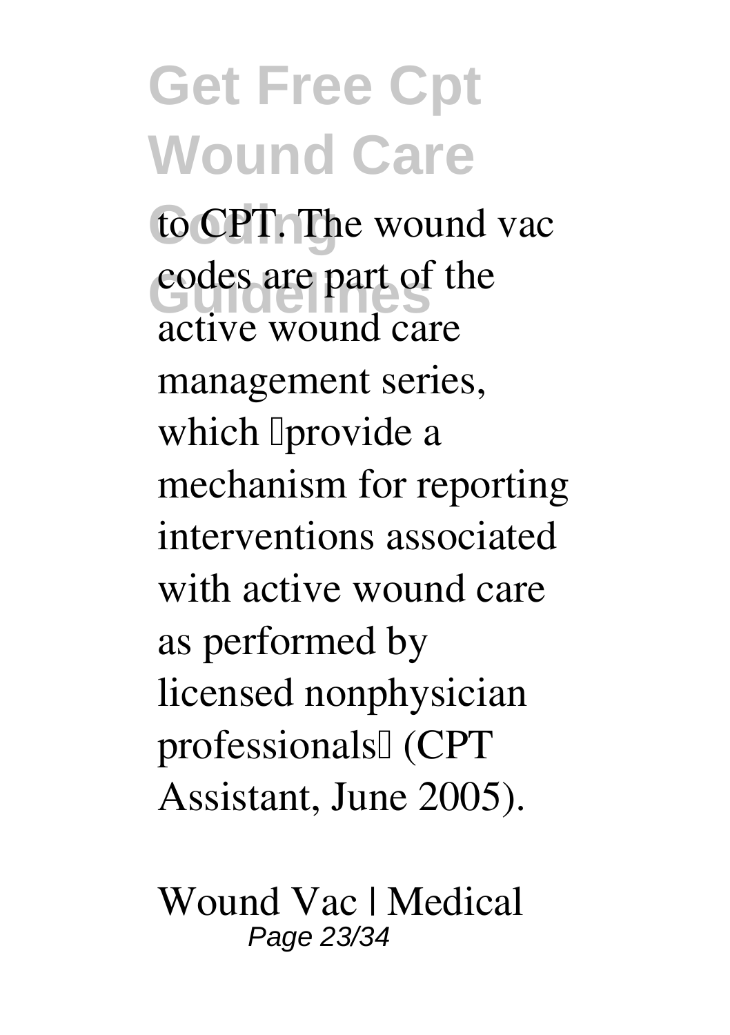to CPT. The wound vac codes are part of the active wound care management series, which "provide a mechanism for reporting interventions associated with active wound care as performed by licensed nonphysician professionals" (CPT Assistant, June 2005).

**Wound Vac | Medical**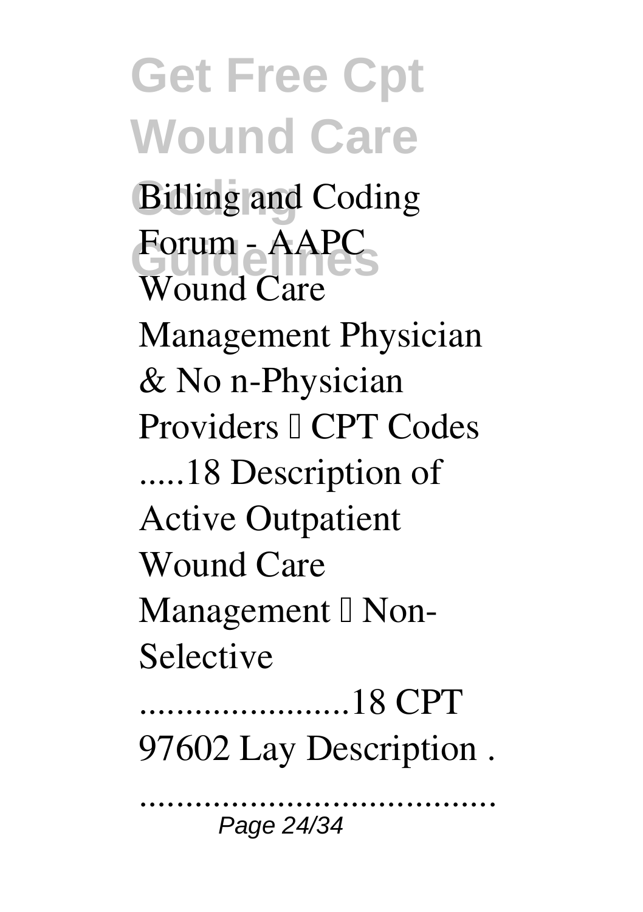Billing and Coding Forum - AAPC
Wound Care Management Physician & No n-Physician Providers – CPT Codes .....18 Description of Active Outpatient Wound Care Management – Non-Selective .......................18 CPT 97602 Lay Description . .......................................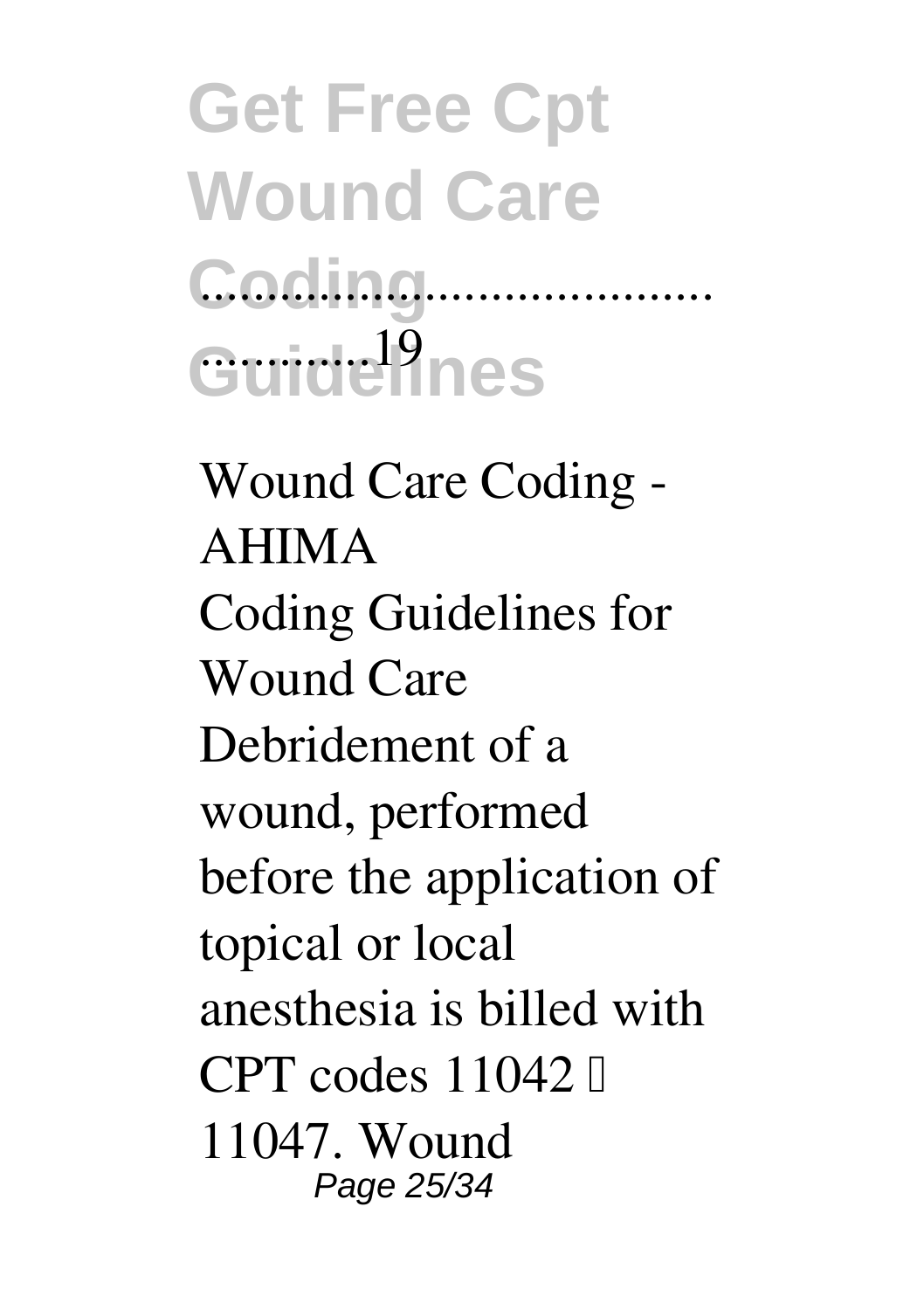# Get Free Cpt Wound Care Coding Guidelines

..................................................19

Wound Care Coding - AHIMA

Coding Guidelines for Wound Care Debridement of a wound, performed before the application of topical or local anesthesia is billed with CPT codes 11042 – 11047. Wound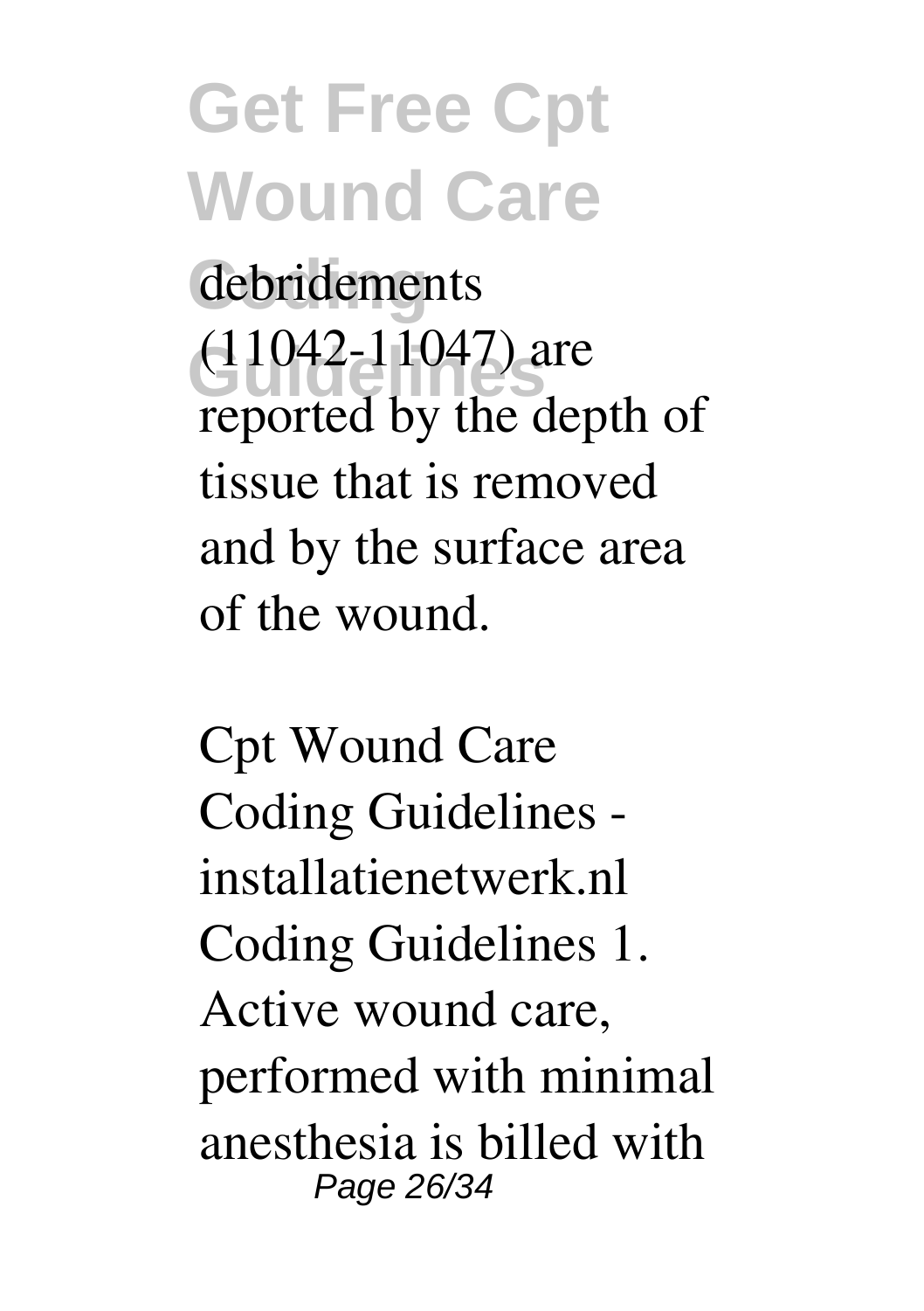debridements (11042-11047) are reported by the depth of tissue that is removed and by the surface area of the wound.

Cpt Wound Care Coding Guidelines - installatienetwerk.nl Coding Guidelines 1. Active wound care, performed with minimal anesthesia is billed with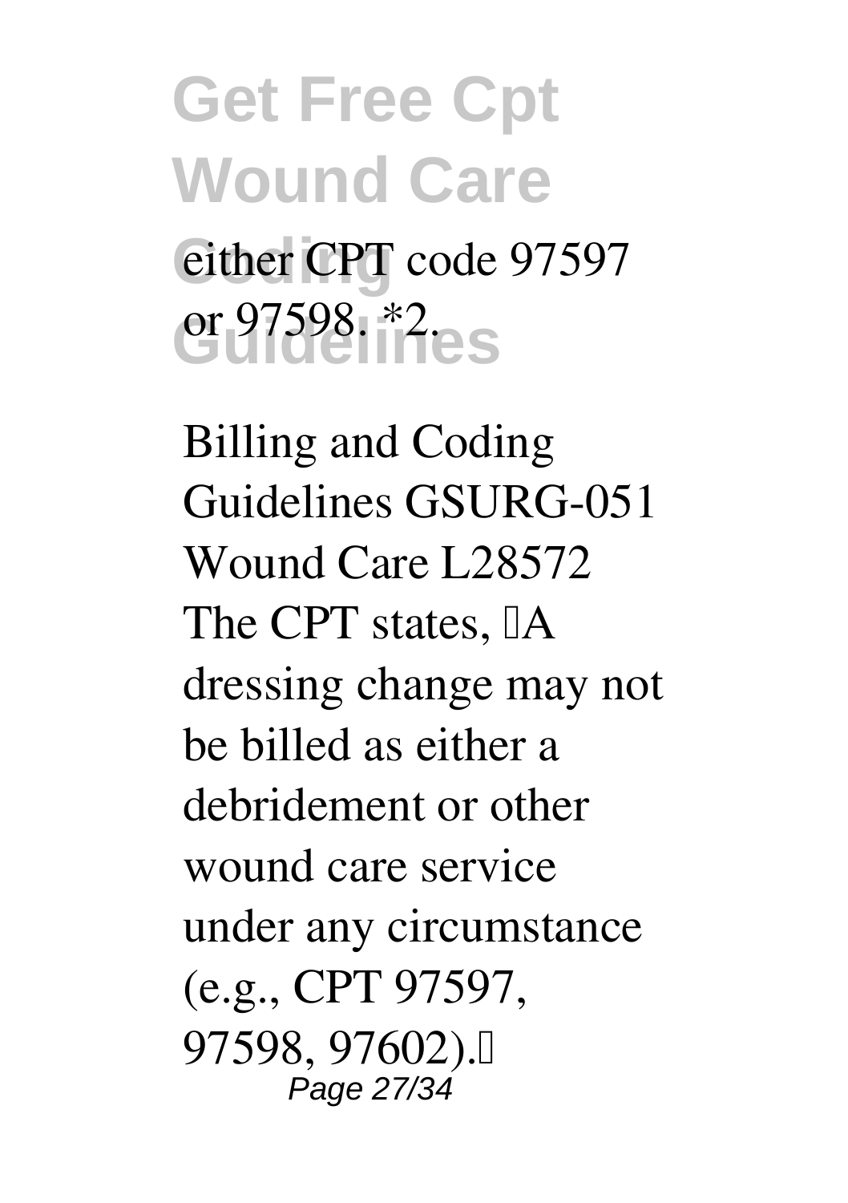either CPT code 97597 or 97598. *2.

Billing and Coding Guidelines GSURG-051 Wound Care L28572 The CPT states, A dressing change may not be billed as either a debridement or other wound care service under any circumstance (e.g., CPT 97597, 97598, 97602).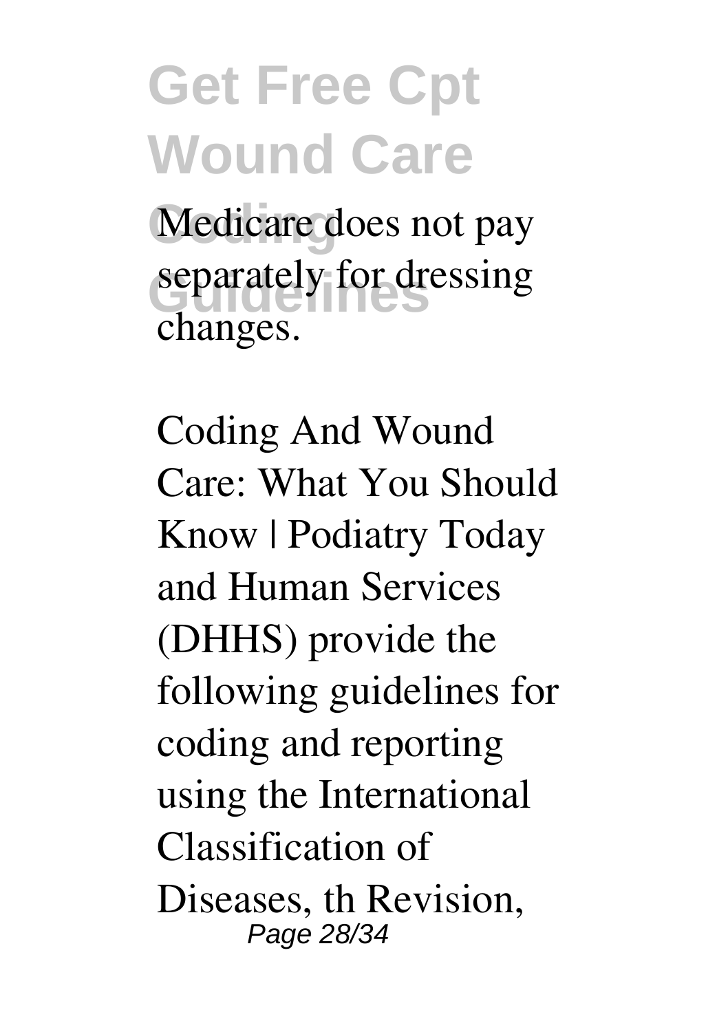Medicare does not pay separately for dressing changes.

Coding And Wound Care: What You Should Know | Podiatry Today and Human Services (DHHS) provide the following guidelines for coding and reporting using the International Classification of Diseases, th Revision,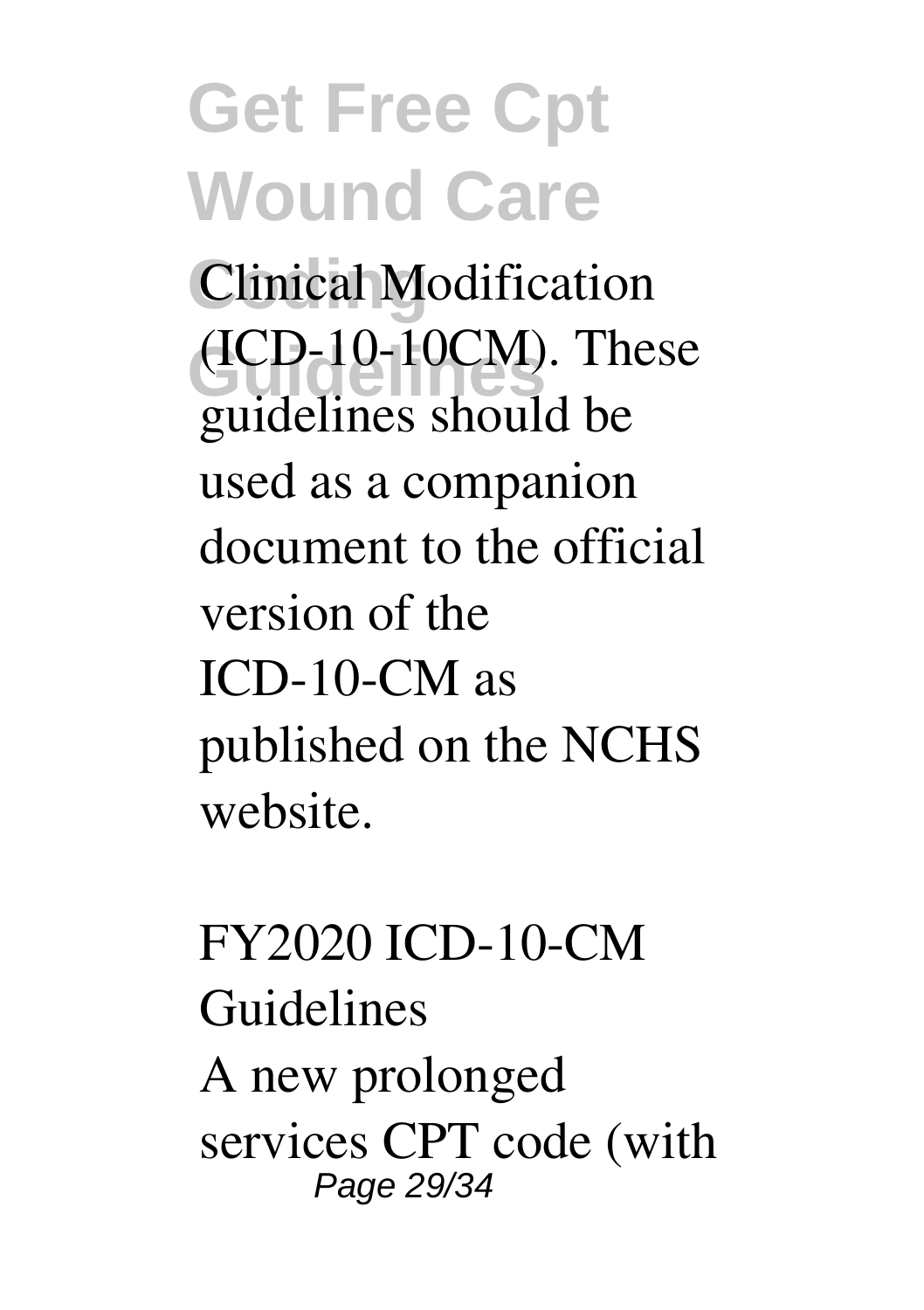Clinical Modification (ICD-10-10CM). These guidelines should be used as a companion document to the official version of the ICD-10-CM as published on the NCHS website.

FY2020 ICD-10-CM Guidelines

A new prolonged services CPT code (with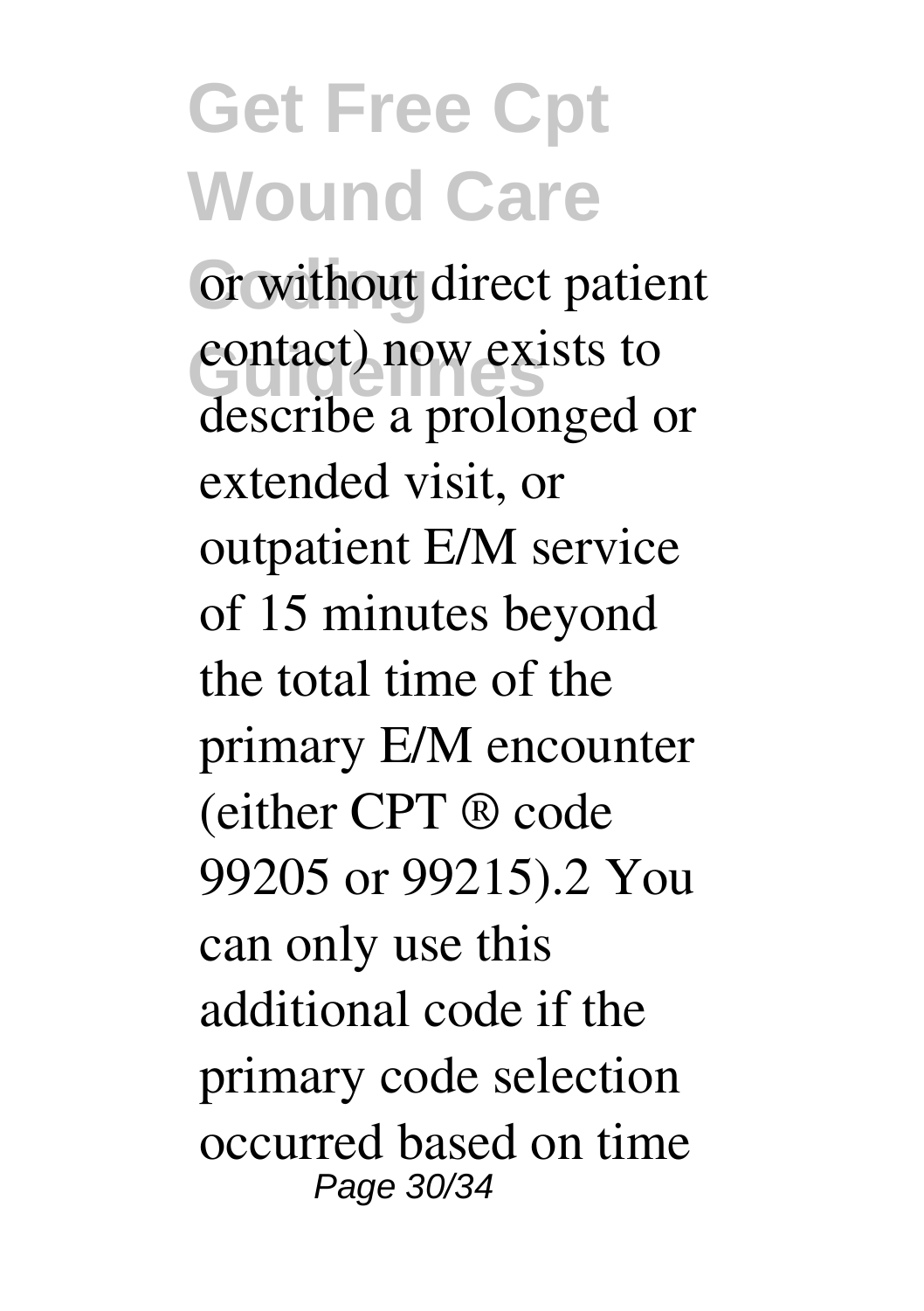or without direct patient contact) now exists to describe a prolonged or extended visit, or outpatient E/M service of 15 minutes beyond the total time of the primary E/M encounter (either CPT ® code 99205 or 99215).2 You can only use this additional code if the primary code selection occurred based on time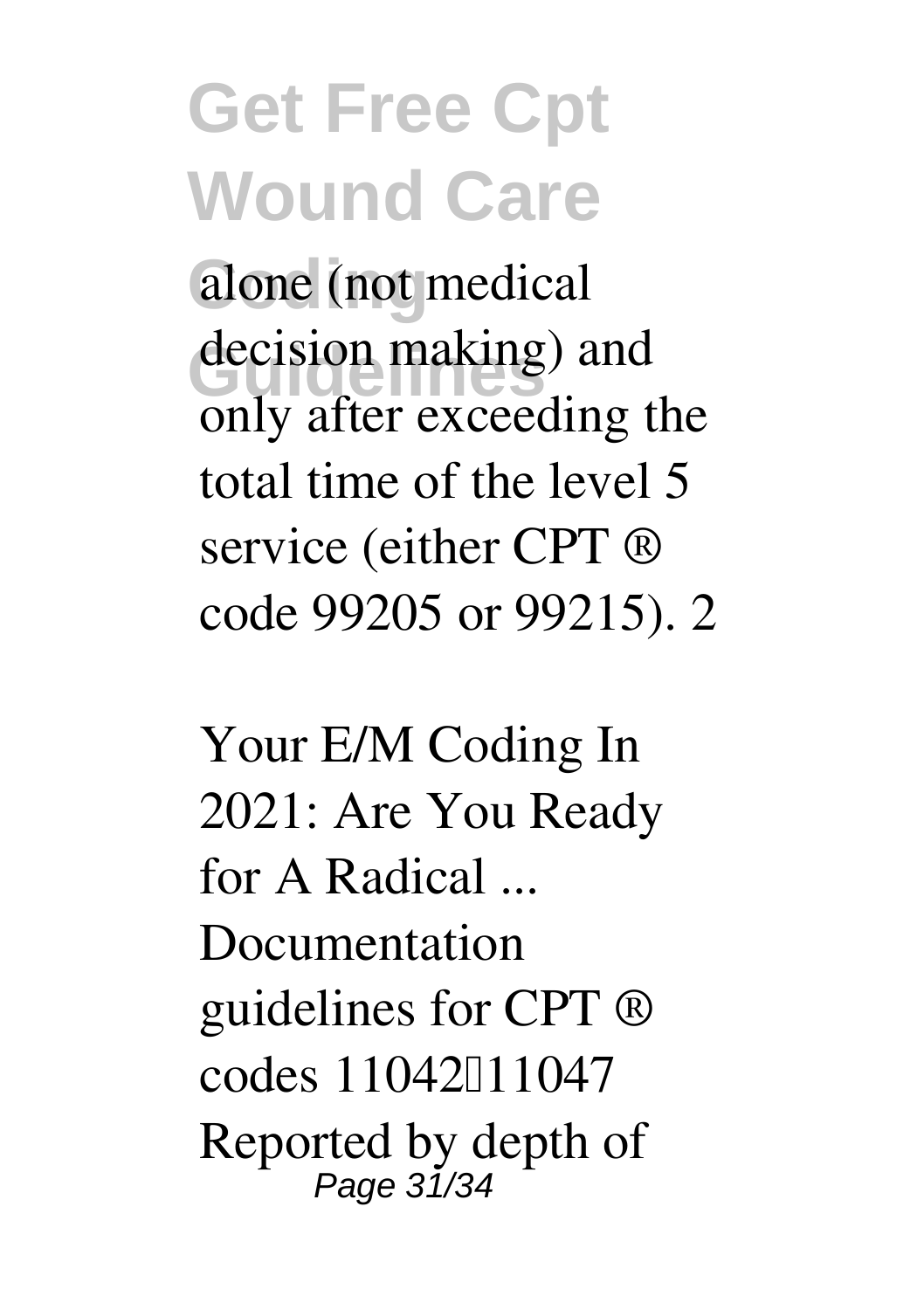alone (not medical decision making) and only after exceeding the total time of the level 5 service (either CPT ® code 99205 or 99215). 2

*Your E/M Coding In 2021: Are You Ready for A Radical ...*

Documentation guidelines for CPT ® codes 11042–11047 Reported by depth of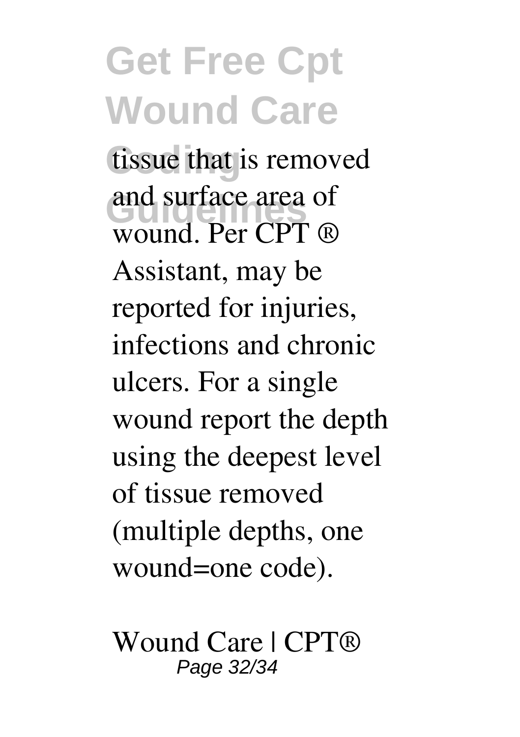tissue that is removed and surface area of wound. Per CPT ® Assistant, may be reported for injuries, infections and chronic ulcers. For a single wound report the depth using the deepest level of tissue removed (multiple depths, one wound=one code).

*Wound Care | CPT®*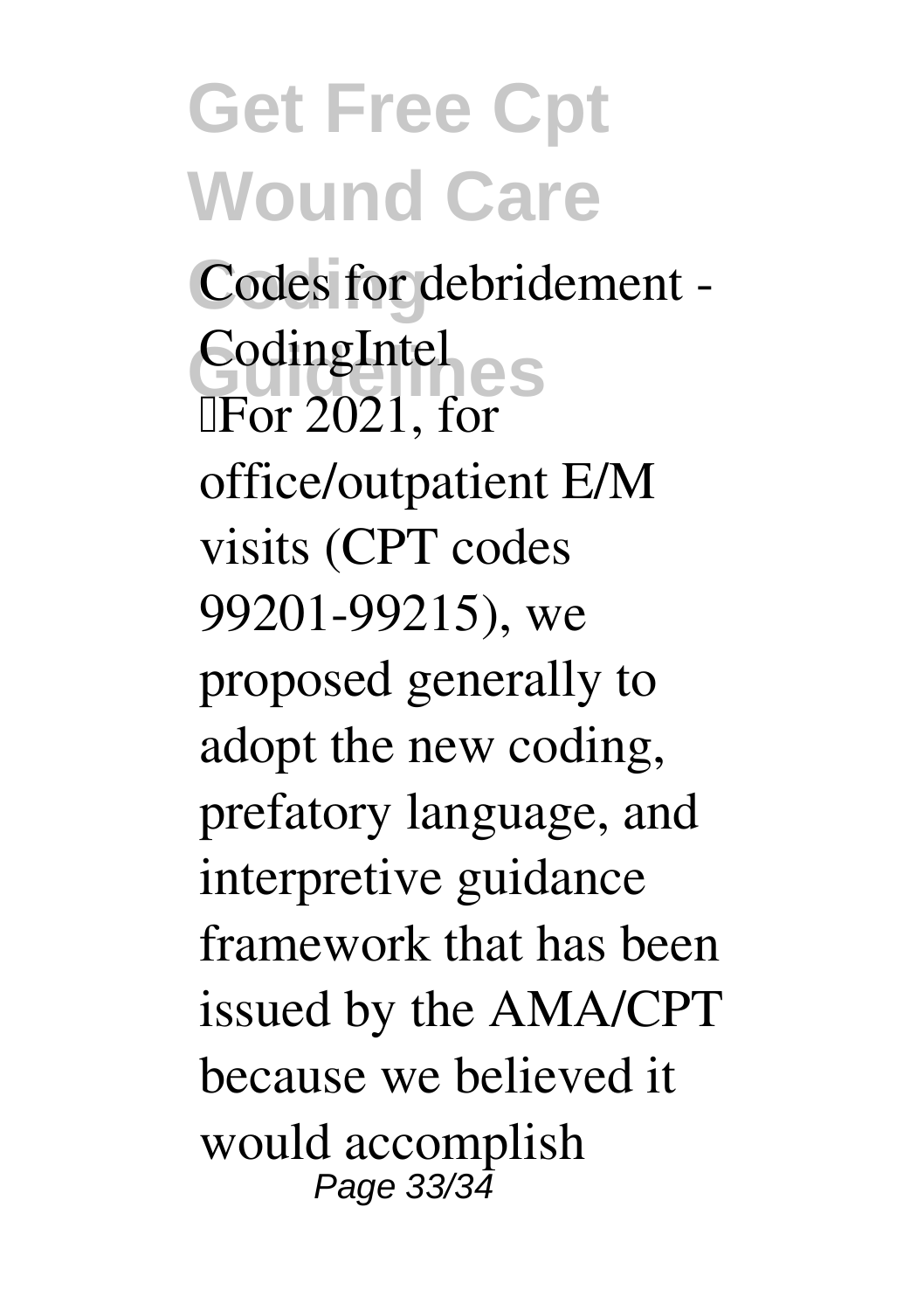Codes for debridement - CodingIntel

For 2021, for office/outpatient E/M visits (CPT codes 99201-99215), we proposed generally to adopt the new coding, prefatory language, and interpretive guidance framework that has been issued by the AMA/CPT because we believed it would accomplish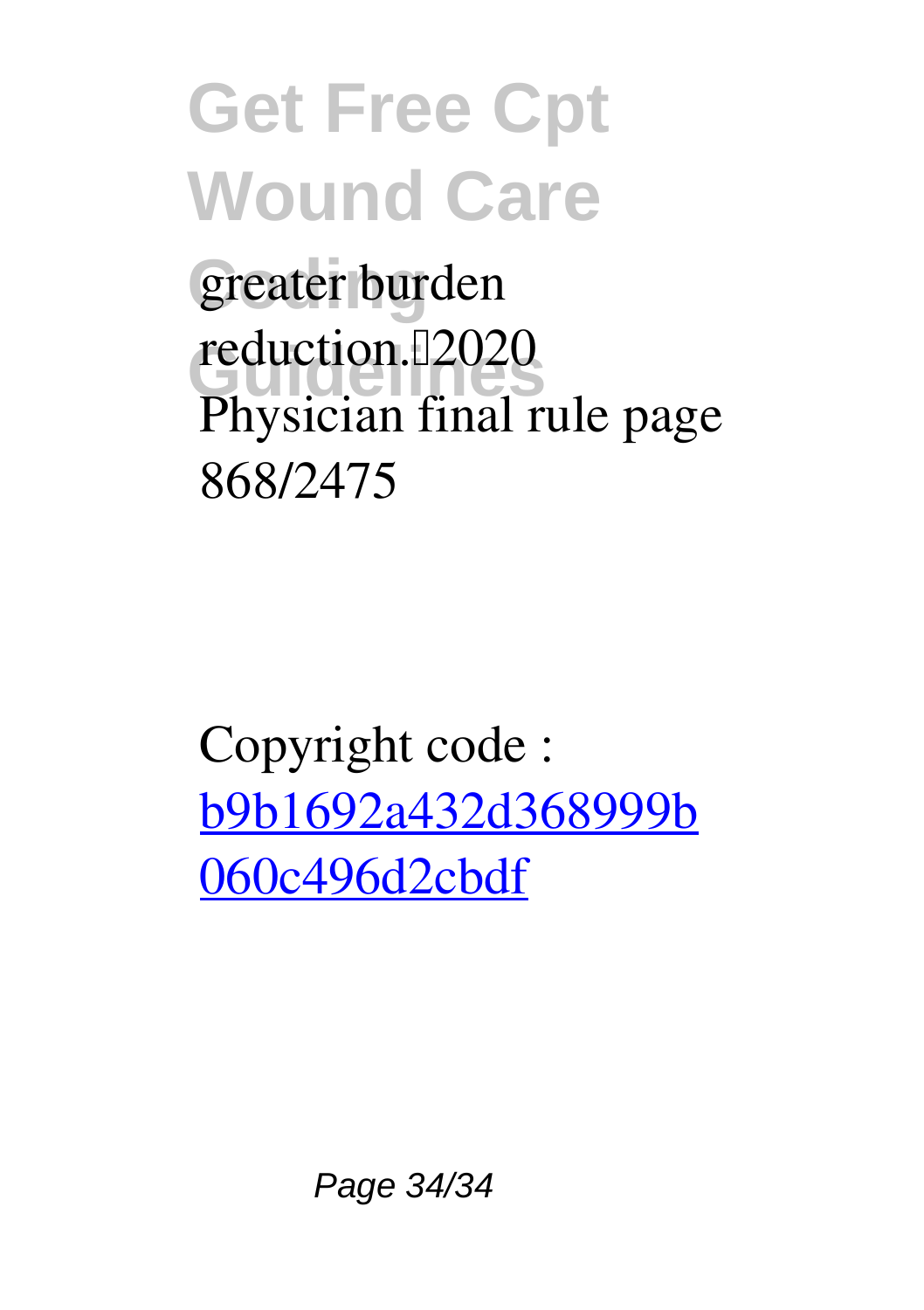greater burden reduction.2020 Physician final rule page 868/2475

Copyright code : b9b1692a432d368999b060c496d2cbdf